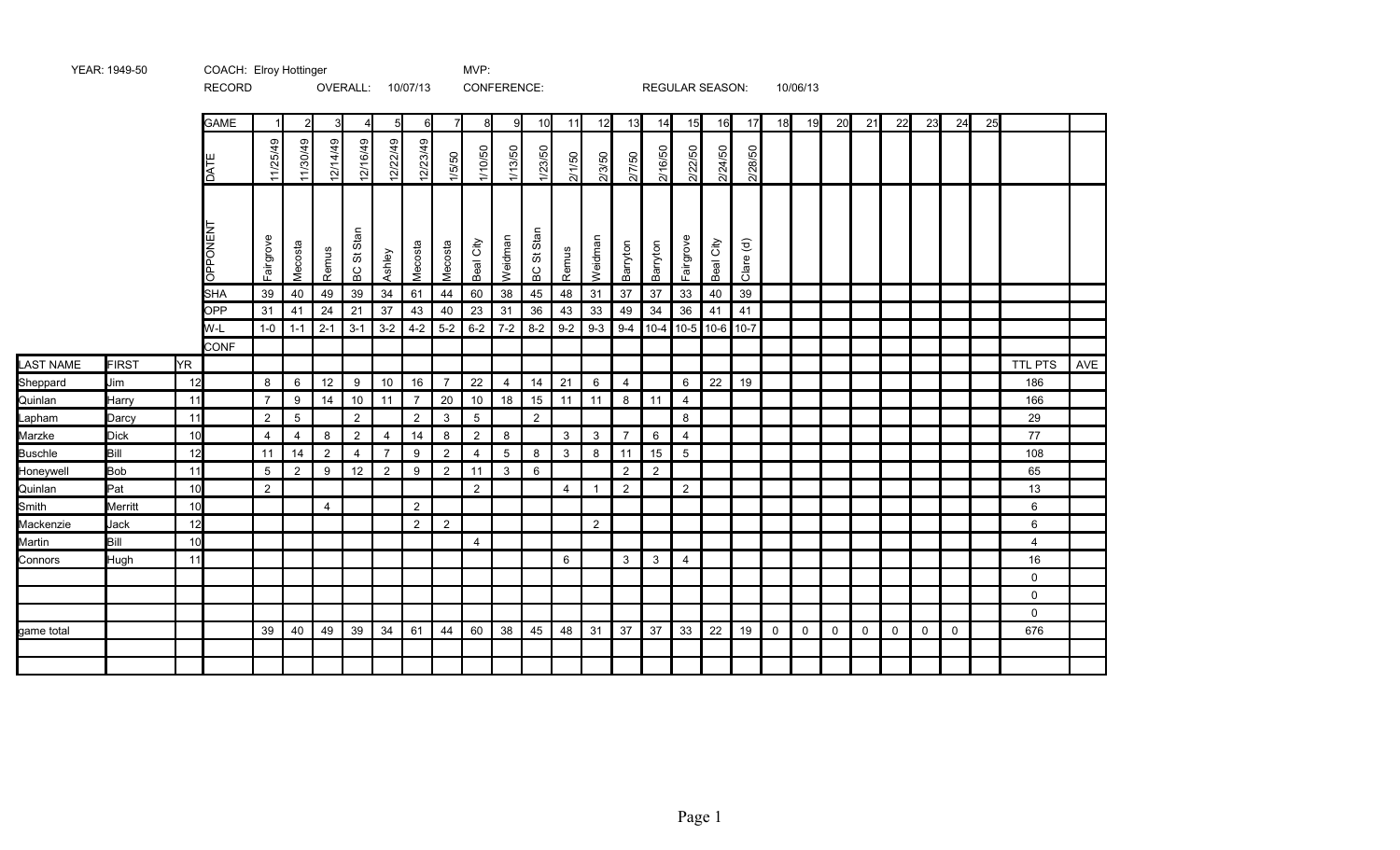YEAR: 1949-50 COACH: Elroy Hottinger MVP:

RECORD OVERALL: 10/07/13 CONFERENCE: REGULAR SEASON: 10/06/13

| | | | GAME | 1 | 2 | 3 | 4 | 5 | 6 | 7 | 8 | 9 | 10 | 11 | 12 | 13 | 14 | 15 | 16 | 17 | 18 | 19 | 20 | 21 | 22 | 23 | 24 | 25 | | |
|---|---|---|---|---|---|---|---|---|---|---|---|---|---|---|---|---|---|---|---|---|---|---|---|---|---|---|---|---|---|---|
| | | | DATE | 11/25/49 | 11/30/49 | 12/14/49 | 12/16/49 | 12/22/49 | 12/23/49 | 1/5/50 | 1/10/50 | 1/13/50 | 1/23/50 | 2/1/50 | 2/3/50 | 2/7/50 | 2/16/50 | 2/22/50 | 2/24/50 | 2/28/50 | | | | | | | | | | |
| | | | OPPONENT | Fairgrove | Mecosta | Remus | BC St Stan | Ashley | Mecosta | Mecosta | Beal City | Weidman | BC St Stan | Remus | Weidman | Barryton | Barryton | Fairgrove | Beal City | Clare (d) | | | | | | | | | | |
| | | | SHA | 39 | 40 | 49 | 39 | 34 | 61 | 44 | 60 | 38 | 45 | 48 | 31 | 37 | 37 | 33 | 40 | 39 | | | | | | | | | | |
| | | | OPP | 31 | 41 | 24 | 21 | 37 | 43 | 40 | 23 | 31 | 36 | 43 | 33 | 49 | 34 | 36 | 41 | 41 | | | | | | | | | | |
| | | | W-L | 1-0 | 1-1 | 2-1 | 3-1 | 3-2 | 4-2 | 5-2 | 6-2 | 7-2 | 8-2 | 9-2 | 9-3 | 9-4 | 10-4 | 10-5 | 10-6 | 10-7 | | | | | | | | | | |
| | | | CONF | | | | | | | | | | | | | | | | | | | | | | | | | | | |
| LAST NAME | FIRST | YR | | | | | | | | | | | | | | | | | | | | | | | | | | | TTL PTS | AVE |
| Sheppard | Jim | 12 | | 8 | 6 | 12 | 9 | 10 | 16 | 7 | 22 | 4 | 14 | 21 | 6 | 4 | | 6 | 22 | 19 | | | | | | | | | 186 | |
| Quinlan | Harry | 11 | | 7 | 9 | 14 | 10 | 11 | 7 | 20 | 10 | 18 | 15 | 11 | 11 | 8 | 11 | 4 | | | | | | | | | | | 166 | |
| Lapham | Darcy | 11 | | 2 | 5 | | 2 | | 2 | 3 | 5 | | 2 | | | | | 8 | | | | | | | | | | | 29 | |
| Marzke | Dick | 10 | | 4 | 4 | 8 | 2 | 4 | 14 | 8 | 2 | 8 | | 3 | 3 | 7 | 6 | 4 | | | | | | | | | | | 77 | |
| Buschle | Bill | 12 | | 11 | 14 | 2 | 4 | 7 | 9 | 2 | 4 | 5 | 8 | 3 | 8 | 11 | 15 | 5 | | | | | | | | | | | 108 | |
| Honeywell | Bob | 11 | | 5 | 2 | 9 | 12 | 2 | 9 | 2 | 11 | 3 | 6 | | | 2 | 2 | | | | | | | | | | | | 65 | |
| Quinlan | Pat | 10 | | 2 | | | | | | | 2 | | | 4 | 1 | 2 | | 2 | | | | | | | | | | | 13 | |
| Smith | Merritt | 10 | | | | 4 | | | 2 | | | | | | | | | | | | | | | | | | | | 6 | |
| Mackenzie | Jack | 12 | | | | | | | 2 | 2 | | | | | 2 | | | | | | | | | | | | | | 6 | |
| Martin | Bill | 10 | | | | | | | | | 4 | | | | | | | | | | | | | | | | | | 4 | |
| Connors | Hugh | 11 | | | | | | | | | | | | 6 | | 3 | 3 | 4 | | | | | | | | | | | 16 | |
| | | | | | | | | | | | | | | | | | | | | | | | | | | | | | 0 | |
| | | | | | | | | | | | | | | | | | | | | | | | | | | | | | 0 | |
| | | | | | | | | | | | | | | | | | | | | | | | | | | | | | 0 | |
| game total | | | | 39 | 40 | 49 | 39 | 34 | 61 | 44 | 60 | 38 | 45 | 48 | 31 | 37 | 37 | 33 | 22 | 19 | 0 | 0 | 0 | 0 | 0 | 0 | 0 | | 676 | |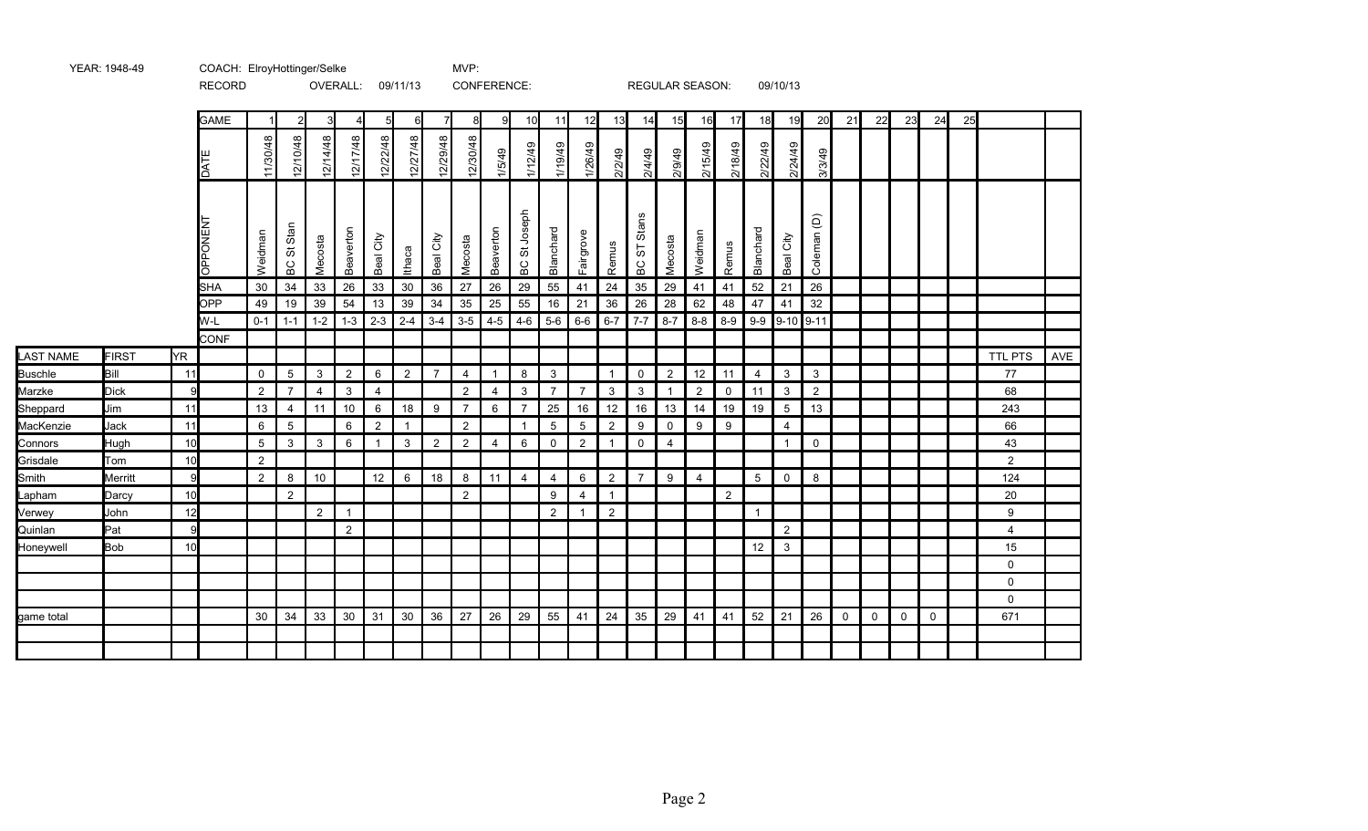YEAR: 1948-49 COACH: ElroyHottinger/Selke MVP:

RECORD OVERALL: 09/11/13 CONFERENCE: REGULAR SEASON: 09/10/13

| | | | GAME | 1 | 2 | 3 | 4 | 5 | 6 | 7 | 8 | 9 | 10 | 11 | 12 | 13 | 14 | 15 | 16 | 17 | 18 | 19 | 20 | 21 | 22 | 23 | 24 | 25 | | |
|---|---|---|---|---|---|---|---|---|---|---|---|---|---|---|---|---|---|---|---|---|---|---|---|---|---|---|---|---|---|---|
| | | | DATE | 11/30/48 | 12/10/48 | 12/14/48 | 12/17/48 | 12/22/48 | 12/27/48 | 12/29/48 | 12/30/48 | 1/5/49 | 1/12/49 | 1/19/49 | 1/26/49 | 2/2/49 | 2/4/49 | 2/9/49 | 2/15/49 | 2/18/49 | 2/22/49 | 2/24/49 | 3/3/49 | | | | | | | |
| | | | OPPONENT | Weidman | BC St Stan | Mecosta | Beaverton | Beal City | Ithaca | Beal City | Mecosta | Beaverton | BC St Joseph | Blanchard | Fairgrove | Remus | BC ST Stans | Mecosta | Weidman | Remus | Blanchard | Beal City | Coleman (D) | | | | | | | |
| | | | SHA | 30 | 34 | 33 | 26 | 33 | 30 | 36 | 27 | 26 | 29 | 55 | 41 | 24 | 35 | 29 | 41 | 41 | 52 | 21 | 26 | | | | | | | |
| | | | OPP | 49 | 19 | 39 | 54 | 13 | 39 | 34 | 35 | 25 | 55 | 16 | 21 | 36 | 26 | 28 | 62 | 48 | 47 | 41 | 32 | | | | | | | |
| | | | W-L | 0-1 | 1-1 | 1-2 | 1-3 | 2-3 | 2-4 | 3-4 | 3-5 | 4-5 | 4-6 | 5-6 | 6-6 | 6-7 | 7-7 | 8-7 | 8-8 | 8-9 | 9-9 | 9-10 | 9-11 | | | | | | | |
| | | | CONF | | | | | | | | | | | | | | | | | | | | | | | | | | | |
| LAST NAME | FIRST | YR | | | | | | | | | | | | | | | | | | | | | | | | | | | TTL PTS | AVE |
| Buschle | Bill | 11 | | 0 | 5 | 3 | 2 | 6 | 2 | 7 | 4 | 1 | 8 | 3 | | 1 | 0 | 2 | 12 | 11 | 4 | 3 | 3 | | | | | | 77 | |
| Marzke | Dick | 9 | | 2 | 7 | 4 | 3 | 4 | | | 2 | 4 | 3 | 7 | 7 | 3 | 3 | 1 | 2 | 0 | 11 | 3 | 2 | | | | | | 68 | |
| Sheppard | Jim | 11 | | 13 | 4 | 11 | 10 | 6 | 18 | 9 | 7 | 6 | 7 | 25 | 16 | 12 | 16 | 13 | 14 | 19 | 19 | 5 | 13 | | | | | | 243 | |
| MacKenzie | Jack | 11 | | 6 | 5 | | 6 | 2 | 1 | | 2 | | 1 | 5 | 5 | 2 | 9 | 0 | 9 | 9 | | 4 | | | | | | | 66 | |
| Connors | Hugh | 10 | | 5 | 3 | 3 | 6 | 1 | 3 | 2 | 2 | 4 | 6 | 0 | 2 | 1 | 0 | 4 | | | | 1 | 0 | | | | | | 43 | |
| Grisdale | Tom | 10 | | 2 | | | | | | | | | | | | | | | | | | | | | | | | | 2 | |
| Smith | Merritt | 9 | | 2 | 8 | 10 | | 12 | 6 | 18 | 8 | 11 | 4 | 4 | 6 | 2 | 7 | 9 | 4 | | 5 | 0 | 8 | | | | | | 124 | |
| Lapham | Darcy | 10 | | | 2 | | | | | | 2 | | | 9 | 4 | 1 | | | | 2 | | | | | | | | | 20 | |
| Verwey | John | 12 | | | | 2 | 1 | | | | | | | 2 | 1 | 2 | | | | | 1 | | | | | | | | 9 | |
| Quinlan | Pat | 9 | | | | | 2 | | | | | | | | | | | | | | | 2 | | | | | | | 4 | |
| Honeywell | Bob | 10 | | | | | | | | | | | | | | | | | | | 12 | 3 | | | | | | | 15 | |
| | | | | | | | | | | | | | | | | | | | | | | | | | | | | | 0 | |
| | | | | | | | | | | | | | | | | | | | | | | | | | | | | | 0 | |
| | | | | | | | | | | | | | | | | | | | | | | | | | | | | | 0 | |
| game total | | | | 30 | 34 | 33 | 30 | 31 | 30 | 36 | 27 | 26 | 29 | 55 | 41 | 24 | 35 | 29 | 41 | 41 | 52 | 21 | 26 | 0 | 0 | 0 | 0 | | 671 | |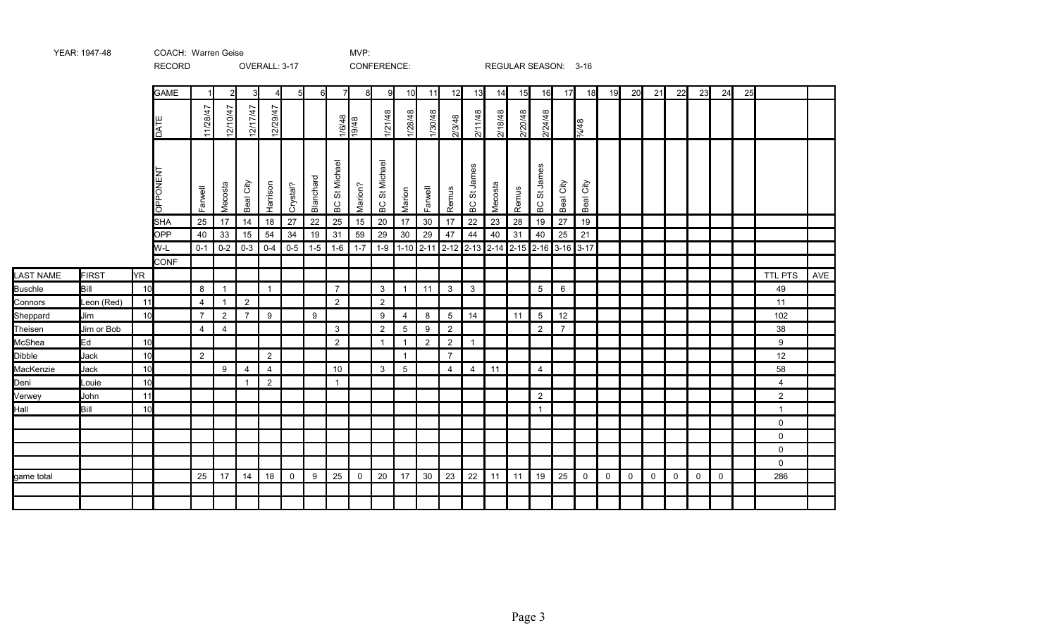YEAR: 1947-48 COACH: Warren Geise MVP:

RECORD OVERALL: 3-17 CONFERENCE: REGULAR SEASON: 3-16

| | | | GAME | 1 | 2 | 3 | 4 | 5 | 6 | 7 | 8 | 9 | 10 | 11 | 12 | 13 | 14 | 15 | 16 | 17 | 18 | 19 | 20 | 21 | 22 | 23 | 24 | 25 | | |
|---|---|---|---|---|---|---|---|---|---|---|---|---|---|---|---|---|---|---|---|---|---|---|---|---|---|---|---|---|---|---|
| | | | DATE | 11/28/47 | 12/10/47 | 12/17/47 | 12/29/47 | | | 1/6/48 | 19/48 | 1/21/48 | 1/28/48 | 1/30/48 | 2/3/48 | 2/11/48 | 2/18/48 | 2/20/48 | 2/24/48 | | ¾48 | | | | | | | | | |
| | | | OPPONENT | Farwell | Mecosta | Beal City | Harrison | Crystal? | Blanchard | BC St Michael | Marion? | BC St Michael | Marion | Farwell | Remus | BC St James | Mecosta | Remus | BC St James | Beal City | Beal City | | | | | | | | | |
| | | | SHA | 25 | 17 | 14 | 18 | 27 | 22 | 25 | 15 | 20 | 17 | 30 | 17 | 22 | 23 | 28 | 19 | 27 | 19 | | | | | | | | | |
| | | | OPP | 40 | 33 | 15 | 54 | 34 | 19 | 31 | 59 | 29 | 30 | 29 | 47 | 44 | 40 | 31 | 40 | 25 | 21 | | | | | | | | | |
| | | | W-L | 0-1 | 0-2 | 0-3 | 0-4 | 0-5 | 1-5 | 1-6 | 1-7 | 1-9 | 1-10 | 2-11 | 2-12 | 2-13 | 2-14 | 2-15 | 2-16 | 3-16 | 3-17 | | | | | | | | | |
| | | | CONF | | | | | | | | | | | | | | | | | | | | | | | | | | | |
| LAST NAME | FIRST | YR | | | | | | | | | | | | | | | | | | | | | | | | | | | TTL PTS | AVE |
| Buschle | Bill | 10 | | 8 | 1 | | 1 | | | 7 | | 3 | 1 | 11 | 3 | 3 | | | 5 | 6 | | | | | | | | | 49 | |
| Connors | Leon (Red) | 11 | | 4 | 1 | 2 | | | | 2 | | 2 | | | | | | | | | | | | | | | | | 11 | |
| Sheppard | Jim | 10 | | 7 | 2 | 7 | 9 | | 9 | | | 9 | 4 | 8 | 5 | 14 | | 11 | 5 | 12 | | | | | | | | | 102 | |
| Theisen | Jim or Bob | | | 4 | 4 | | | | | 3 | | 2 | 5 | 9 | 2 | | | | 2 | 7 | | | | | | | | | 38 | |
| McShea | Ed | 10 | | | | | | | | 2 | | 1 | 1 | 2 | 2 | 1 | | | | | | | | | | | | | 9 | |
| Dibble | Jack | 10 | | 2 | | | 2 | | | | | | 1 | | 7 | | | | | | | | | | | | | | 12 | |
| MacKenzie | Jack | 10 | | | 9 | 4 | 4 | | | 10 | | 3 | 5 | | 4 | 4 | 11 | | 4 | | | | | | | | | | 58 | |
| Deni | Louie | 10 | | | | 1 | 2 | | | 1 | | | | | | | | | | | | | | | | | | | 4 | |
| Verwey | John | 11 | | | | | | | | | | | | | | | | | 2 | | | | | | | | | | 2 | |
| Hall | Bill | 10 | | | | | | | | | | | | | | | | | 1 | | | | | | | | | | 1 | |
| | | | | | | | | | | | | | | | | | | | | | | | | | | | | | 0 | |
| | | | | | | | | | | | | | | | | | | | | | | | | | | | | | 0 | |
| | | | | | | | | | | | | | | | | | | | | | | | | | | | | | 0 | |
| | | | | | | | | | | | | | | | | | | | | | | | | | | | | | 0 | |
| game total | | | | 25 | 17 | 14 | 18 | 0 | 9 | 25 | 0 | 20 | 17 | 30 | 23 | 22 | 11 | 11 | 19 | 25 | 0 | 0 | 0 | 0 | 0 | 0 | 0 | | 286 | |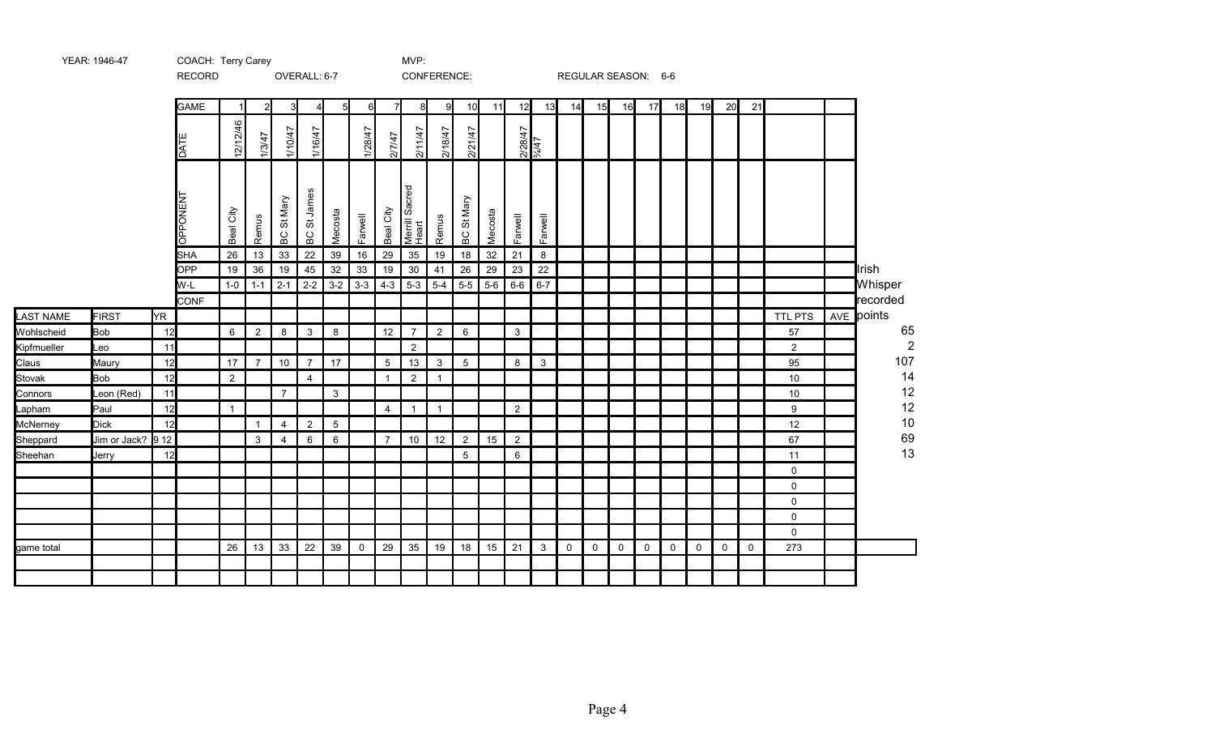YEAR: 1946-47 COACH: Terry Carey MVP:

RECORD OVERALL: 6-7 CONFERENCE: REGULAR SEASON: 6-6

| LAST NAME | FIRST | YR | GAME | 1 | 2 | 3 | 4 | 5 | 6 | 7 | 8 | 9 | 10 | 11 | 12 | 13 | 14 | 15 | 16 | 17 | 18 | 19 | 20 | 21 | TTL PTS | AVE | Irish Whisper recorded points |
|---|---|---|---|---|---|---|---|---|---|---|---|---|---|---|---|---|---|---|---|---|---|---|---|---|---|---|---|
| | | | DATE | 12/12/46 | 1/3/47 | 1/10/47 | 1/16/47 | | 1/28/47 | 2/7/47 | 2/11/47 | 2/18/47 | 2/21/47 | | 2/28/47 | ¾/47 | | | | | | | | | | | |
| | | | OPPONENT | Beal City | Remus | BC St Mary | BC St James | Mecosta | Farwell | Beal City | Merrill Sacred Heart | Remus | BC St Mary | Mecosta | Farwell | Farwell | | | | | | | | | | | |
| | | | SHA | 26 | 13 | 33 | 22 | 39 | 16 | 29 | 35 | 19 | 18 | 32 | 21 | 8 | | | | | | | | | | | |
| | | | OPP | 19 | 36 | 19 | 45 | 32 | 33 | 19 | 30 | 41 | 26 | 29 | 23 | 22 | | | | | | | | | | | |
| | | | W-L | 1-0 | 1-1 | 2-1 | 2-2 | 3-2 | 3-3 | 4-3 | 5-3 | 5-4 | 5-5 | 5-6 | 6-6 | 6-7 | | | | | | | | | | | |
| | | | CONF | | | | | | | | | | | | | | | | | | | | | | | | |
| Wohlscheid | Bob | 12 | | 6 | 2 | 8 | 3 | 8 | | 12 | 7 | 2 | 6 | | 3 | | | | | | | | | | 57 | | 65 |
| Kipfmueller | Leo | 11 | | | | | | | | | 2 | | | | | | | | | | | | | | 2 | | 2 |
| Claus | Maury | 12 | | 17 | 7 | 10 | 7 | 17 | | 5 | 13 | 3 | 5 | | 8 | 3 | | | | | | | | | 95 | | 107 |
| Stovak | Bob | 12 | | 2 | | | 4 | | | 1 | 2 | 1 | | | | | | | | | | | | | 10 | | 14 |
| Connors | Leon (Red) | 11 | | | | 7 | | 3 | | | | | | | | | | | | | | | | | 10 | | 12 |
| Lapham | Paul | 12 | | 1 | | | | | | 4 | 1 | 1 | | | 2 | | | | | | | | | | 9 | | 12 |
| McNerney | Dick | 12 | | | 1 | 4 | 2 | 5 | | | | | | | | | | | | | | | | | 12 | | 10 |
| Sheppard | Jim or Jack? | 9 12 | | | 3 | 4 | 6 | 6 | | 7 | 10 | 12 | 2 | 15 | 2 | | | | | | | | | | 67 | | 69 |
| Sheehan | Jerry | 12 | | | | | | | | | | | 5 | | 6 | | | | | | | | | | 11 | | 13 |
| | | | | | | | | | | | | | | | | | | | | | | | | | 0 | | |
| | | | | | | | | | | | | | | | | | | | | | | | | | 0 | | |
| | | | | | | | | | | | | | | | | | | | | | | | | | 0 | | |
| | | | | | | | | | | | | | | | | | | | | | | | | | 0 | | |
| | | | | | | | | | | | | | | | | | | | | | | | | | 0 | | |
| game total | | | | 26 | 13 | 33 | 22 | 39 | 0 | 29 | 35 | 19 | 18 | 15 | 21 | 3 | 0 | 0 | 0 | 0 | 0 | 0 | 0 | 0 | 273 | | |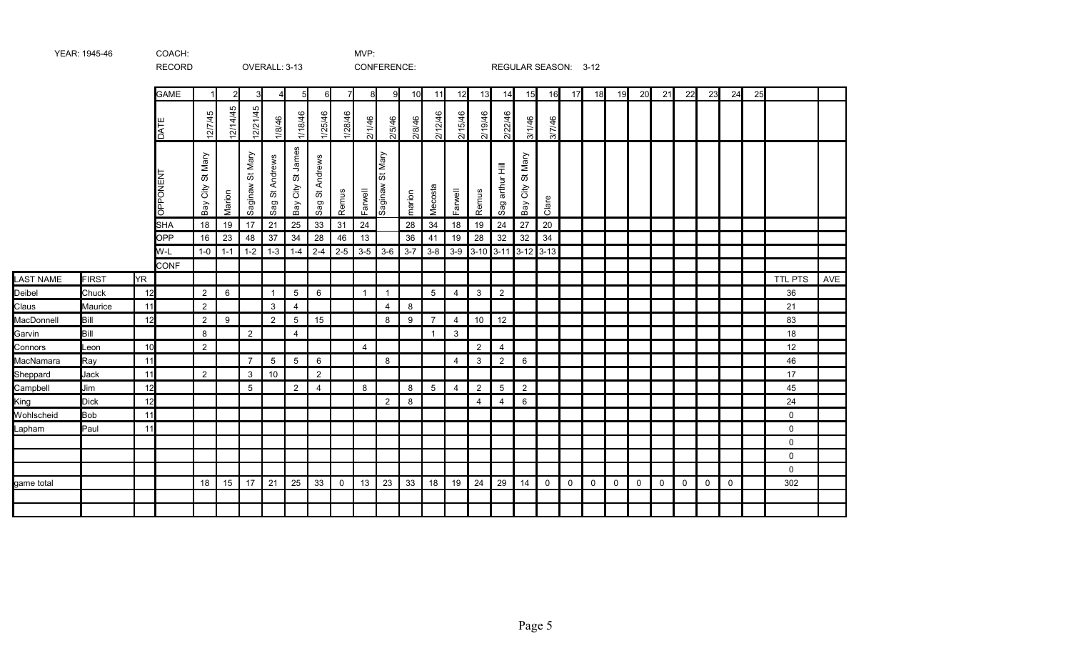YEAR: 1945-46 | COACH: | MVP:

RECORD | OVERALL: 3-13 | CONFERENCE: | REGULAR SEASON: 3-12

| | | | GAME | 1 | 2 | 3 | 4 | 5 | 6 | 7 | 8 | 9 | 10 | 11 | 12 | 13 | 14 | 15 | 16 | 17 | 18 | 19 | 20 | 21 | 22 | 23 | 24 | 25 | | |
|---|---|---|---|---|---|---|---|---|---|---|---|---|---|---|---|---|---|---|---|---|---|---|---|---|---|---|---|---|---|---|
| | | | DATE | 12/7/45 | 12/14/45 | 12/21/45 | 1/8/46 | 1/18/46 | 1/25/46 | 1/28/46 | 2/1/46 | 2/5/46 | 2/8/46 | 2/12/46 | 2/15/46 | 2/19/46 | 2/22/46 | 3/1/46 | 3/7/46 | | | | | | | | | | | |
| | | | OPPONENT | Bay City St Mary | Marion | Saginaw St Mary | Sag St Andrews | Bay City St James | Sag St Andrews | Remus | Farwell | Saginaw St Mary | marion | Mecosta | Farwell | Remus | Sag arthur Hill | Bay City St Mary | Clare | | | | | | | | | | | |
| | | | SHA | 18 | 19 | 17 | 21 | 25 | 33 | 31 | 24 | | 28 | 34 | 18 | 19 | 24 | 27 | 20 | | | | | | | | | | | |
| | | | OPP | 16 | 23 | 48 | 37 | 34 | 28 | 46 | 13 | | 36 | 41 | 19 | 28 | 32 | 32 | 34 | | | | | | | | | | | |
| | | | W-L | 1-0 | 1-1 | 1-2 | 1-3 | 1-4 | 2-4 | 2-5 | 3-5 | 3-6 | 3-7 | 3-8 | 3-9 | 3-10 | 3-11 | 3-12 | 3-13 | | | | | | | | | | | |
| | | | CONF | | | | | | | | | | | | | | | | | | | | | | | | | | | |
| LAST NAME | FIRST | YR | | | | | | | | | | | | | | | | | | | | | | | | | | | TTL PTS | AVE |
| Deibel | Chuck | 12 | | 2 | 6 | | 1 | 5 | 6 | | 1 | 1 | | 5 | 4 | 3 | 2 | | | | | | | | | | | | 36 | |
| Claus | Maurice | 11 | | 2 | | | 3 | 4 | | | | 4 | 8 | | | | | | | | | | | | | | | | 21 | |
| MacDonnell | Bill | 12 | | 2 | 9 | | 2 | 5 | 15 | | | 8 | 9 | 7 | 4 | 10 | 12 | | | | | | | | | | | | 83 | |
| Garvin | Bill | | | 8 | | 2 | | 4 | | | | | | 1 | 3 | | | | | | | | | | | | | | 18 | |
| Connors | Leon | 10 | | 2 | | | | | | | 4 | | | | | 2 | 4 | | | | | | | | | | | | 12 | |
| MacNamara | Ray | 11 | | | | 7 | 5 | 5 | 6 | | | 8 | | | 4 | 3 | 2 | 6 | | | | | | | | | | | 46 | |
| Sheppard | Jack | 11 | | 2 | | 3 | 10 | | 2 | | | | | | | | | | | | | | | | | | | | 17 | |
| Campbell | Jim | 12 | | | | 5 | | 2 | 4 | | 8 | | 8 | 5 | 4 | 2 | 5 | 2 | | | | | | | | | | | 45 | |
| King | Dick | 12 | | | | | | | | | | 2 | 8 | | | 4 | 4 | 6 | | | | | | | | | | | 24 | |
| Wohlscheid | Bob | 11 | | | | | | | | | | | | | | | | | | | | | | | | | | | 0 | |
| Lapham | Paul | 11 | | | | | | | | | | | | | | | | | | | | | | | | | | | 0 | |
| | | | | | | | | | | | | | | | | | | | | | | | | | | | | | 0 | |
| | | | | | | | | | | | | | | | | | | | | | | | | | | | | | 0 | |
| | | | | | | | | | | | | | | | | | | | | | | | | | | | | | 0 | |
| | | | | | | | | | | | | | | | | | | | | | | | | | | | | | 0 | |
| game total | | | | 18 | 15 | 17 | 21 | 25 | 33 | 0 | 13 | 23 | 33 | 18 | 19 | 24 | 29 | 14 | 0 | 0 | 0 | 0 | 0 | 0 | 0 | 0 | 0 | | 302 | |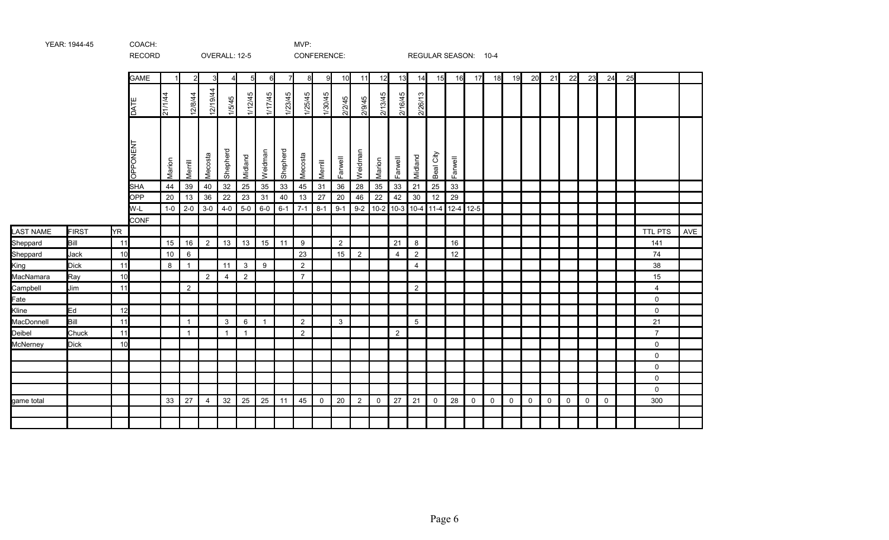YEAR: 1944-45 COACH: MVP:

RECORD OVERALL: 12-5 CONFERENCE: REGULAR SEASON: 10-4

| LAST NAME | FIRST | YR | GAME | 1 | 2 | 3 | 4 | 5 | 6 | 7 | 8 | 9 | 10 | 11 | 12 | 13 | 14 | 15 | 16 | 17 | 18 | 19 | 20 | 21 | 22 | 23 | 24 | 25 | | |
|---|---|---|---|---|---|---|---|---|---|---|---|---|---|---|---|---|---|---|---|---|---|---|---|---|---|---|---|---|---|---|
| | | | DATE | 21/1/44 | 12/8/44 | 12/19/44 | 1/5/45 | 1/12/45 | 1/17/45 | 1/23/45 | 1/25/45 | 1/30/45 | 2/2/45 | 2/9/45 | 2/13/45 | 2/16/45 | 2/26/13 | | | | | | | | | | | | | |
| | | | OPPONENT | Marion | Merrill | Mecosta | Shepherd | Midland | Weidman | Shepherd | Mecosta | Merrill | Farwell | Weidman | Marion | Farwell | Midland | Beal City | Farwell | | | | | | | | | | | |
| | | | SHA | 44 | 39 | 40 | 32 | 25 | 35 | 33 | 45 | 31 | 36 | 28 | 35 | 33 | 21 | 25 | 33 | | | | | | | | | | | |
| | | | OPP | 20 | 13 | 36 | 22 | 23 | 31 | 40 | 13 | 27 | 20 | 46 | 22 | 42 | 30 | 12 | 29 | | | | | | | | | | | |
| | | | W-L | 1-0 | 2-0 | 3-0 | 4-0 | 5-0 | 6-0 | 6-1 | 7-1 | 8-1 | 9-1 | 9-2 | 10-2 | 10-3 | 10-4 | 11-4 | 12-4 | 12-5 | | | | | | | | | | |
| | | | CONF | | | | | | | | | | | | | | | | | | | | | | | | | | | |
| LAST NAME | FIRST | YR | | | | | | | | | | | | | | | | | | | | | | | | | | | TTL PTS | AVE |
| Sheppard | Bill | 11 | | 15 | 16 | 2 | 13 | 13 | 15 | 11 | 9 | | 2 | | | 21 | 8 | | 16 | | | | | | | | | | 141 | |
| Sheppard | Jack | 10 | | 10 | 6 | | | | | | 23 | | 15 | 2 | | 4 | 2 | | 12 | | | | | | | | | | 74 | |
| King | Dick | 11 | | 8 | 1 | | 11 | 3 | 9 | | 2 | | | | | | 4 | | | | | | | | | | | | 38 | |
| MacNamara | Ray | 10 | | | | 2 | 4 | 2 | | | 7 | | | | | | | | | | | | | | | | | | 15 | |
| Campbell | Jim | 11 | | | 2 | | | | | | | | | | | | 2 | | | | | | | | | | | | 4 | |
| Fate | | | | | | | | | | | | | | | | | | | | | | | | | | | | | 0 | |
| Kline | Ed | 12 | | | | | | | | | | | | | | | | | | | | | | | | | | | 0 | |
| MacDonnell | Bill | 11 | | | 1 | | 3 | 6 | 1 | | 2 | | 3 | | | | 5 | | | | | | | | | | | | 21 | |
| Deibel | Chuck | 11 | | | 1 | | 1 | 1 | | | 2 | | | | | 2 | | | | | | | | | | | | | 7 | |
| McNerney | Dick | 10 | | | | | | | | | | | | | | | | | | | | | | | | | | | 0 | |
| | | | | | | | | | | | | | | | | | | | | | | | | | | | | | 0 | |
| | | | | | | | | | | | | | | | | | | | | | | | | | | | | | 0 | |
| | | | | | | | | | | | | | | | | | | | | | | | | | | | | | 0 | |
| | | | | | | | | | | | | | | | | | | | | | | | | | | | | | 0 | |
| game total | | | | 33 | 27 | 4 | 32 | 25 | 25 | 11 | 45 | 0 | 20 | 2 | 0 | 27 | 21 | 0 | 28 | 0 | 0 | 0 | 0 | 0 | 0 | 0 | 0 | | 300 | |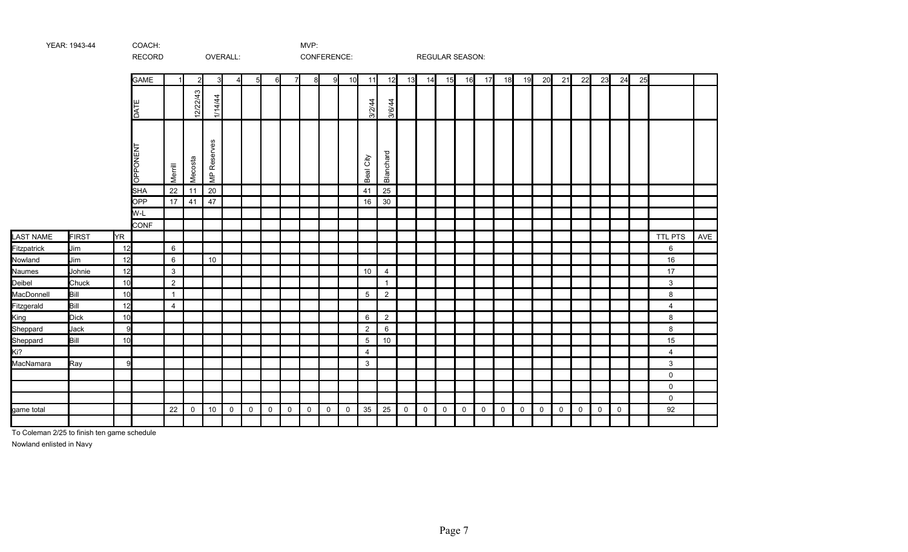YEAR: 1943-44 COACH: MVP:

RECORD OVERALL: CONFERENCE: REGULAR SEASON:

| LAST NAME | FIRST | YR | GAME | 1 | 2 | 3 | 4 | 5 | 6 | 7 | 8 | 9 | 10 | 11 | 12 | 13 | 14 | 15 | 16 | 17 | 18 | 19 | 20 | 21 | 22 | 23 | 24 | 25 | | |
|---|---|---|---|---|---|---|---|---|---|---|---|---|---|---|---|---|---|---|---|---|---|---|---|---|---|---|---|---|---|---|
| | | | DATE | | 12/22/43 | 1/14/44 | | | | | | | | 3/2/44 | 3/6/44 | | | | | | | | | | | | | | | |
| | | | OPPONENT | Merrill | Mecosta | MP Reserves | | | | | | | | Beal City | Blanchard | | | | | | | | | | | | | | | |
| | | | SHA | 22 | 11 | 20 | | | | | | | | 41 | 25 | | | | | | | | | | | | | | | |
| | | | OPP | 17 | 41 | 47 | | | | | | | | 16 | 30 | | | | | | | | | | | | | | | |
| | | | W-L | | | | | | | | | | | | | | | | | | | | | | | | | | | |
| | | | CONF | | | | | | | | | | | | | | | | | | | | | | | | | | | |
| LAST NAME | FIRST | YR | | | | | | | | | | | | | | | | | | | | | | | | | | | TTL PTS | AVE |
| Fitzpatrick | Jim | 12 | | 6 | | | | | | | | | | | | | | | | | | | | | | | | | 6 | |
| Nowland | Jim | 12 | | 6 | | 10 | | | | | | | | | | | | | | | | | | | | | | | 16 | |
| Naumes | Johnie | 12 | | 3 | | | | | | | | | | 10 | 4 | | | | | | | | | | | | | | 17 | |
| Deibel | Chuck | 10 | | 2 | | | | | | | | | | | 1 | | | | | | | | | | | | | | 3 | |
| MacDonnell | Bill | 10 | | 1 | | | | | | | | | | 5 | 2 | | | | | | | | | | | | | | 8 | |
| Fitzgerald | Bill | 12 | | 4 | | | | | | | | | | | | | | | | | | | | | | | | | 4 | |
| King | Dick | 10 | | | | | | | | | | | | 6 | 2 | | | | | | | | | | | | | | 8 | |
| Sheppard | Jack | 9 | | | | | | | | | | | | 2 | 6 | | | | | | | | | | | | | | 8 | |
| Sheppard | Bill | 10 | | | | | | | | | | | | 5 | 10 | | | | | | | | | | | | | | 15 | |
| Ki? | | | | | | | | | | | | | | 4 | | | | | | | | | | | | | | | 4 | |
| MacNamara | Ray | 9 | | | | | | | | | | | | 3 | | | | | | | | | | | | | | | 3 | |
| | | | | | | | | | | | | | | | | | | | | | | | | | | | | | 0 | |
| | | | | | | | | | | | | | | | | | | | | | | | | | | | | | 0 | |
| | | | | | | | | | | | | | | | | | | | | | | | | | | | | | 0 | |
| game total | | | | 22 | 0 | 10 | 0 | 0 | 0 | 0 | 0 | 0 | 0 | 35 | 25 | 0 | 0 | 0 | 0 | 0 | 0 | 0 | 0 | 0 | 0 | 0 | 0 | | 92 | |

To Coleman 2/25 to finish ten game schedule

Nowland enlisted in Navy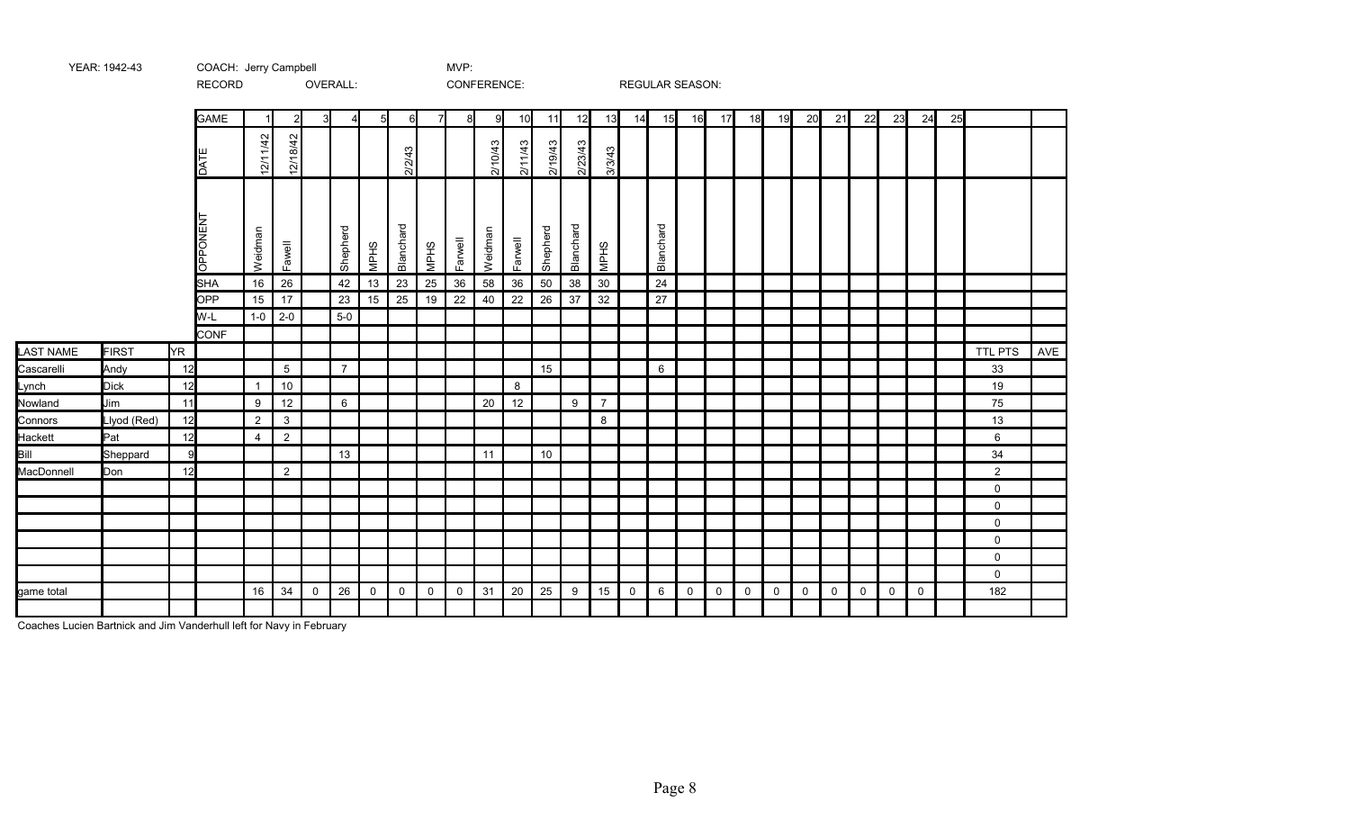YEAR: 1942-43 | COACH: Jerry Campbell | MVP:

RECORD | OVERALL: | CONFERENCE: | REGULAR SEASON:

| | | | GAME | 1 | 2 | 3 | 4 | 5 | 6 | 7 | 8 | 9 | 10 | 11 | 12 | 13 | 14 | 15 | 16 | 17 | 18 | 19 | 20 | 21 | 22 | 23 | 24 | 25 | | |
|---|---|---|---|---|---|---|---|---|---|---|---|---|---|---|---|---|---|---|---|---|---|---|---|---|---|---|---|---|---|---|
| | | | DATE | 12/11/42 | 12/18/42 | | | | 2/2/43 | | | 2/10/43 | 2/11/43 | 2/19/43 | 2/23/43 | 3/3/43 | | | | | | | | | | | | | | |
| | | | OPPONENT | Weidman | Fawell | | Shepherd | MPHS | Blanchard | MPHS | Farwell | Weidman | Farwell | Shepherd | Blanchard | MPHS | | Blanchard | | | | | | | | | | | | |
| | | | SHA | 16 | 26 | | 42 | 13 | 23 | 25 | 36 | 58 | 36 | 50 | 38 | 30 | | 24 | | | | | | | | | | | | |
| | | | OPP | 15 | 17 | | 23 | 15 | 25 | 19 | 22 | 40 | 22 | 26 | 37 | 32 | | 27 | | | | | | | | | | | | |
| | | | W-L | 1-0 | 2-0 | | 5-0 | | | | | | | | | | | | | | | | | | | | | | | |
| | | | CONF | | | | | | | | | | | | | | | | | | | | | | | | | | | |
| LAST NAME | FIRST | YR | | | | | | | | | | | | | | | | | | | | | | | | | | | TTL PTS | AVE |
| Cascarelli | Andy | 12 | | | 5 | | 7 | | | | | | | 15 | | | | 6 | | | | | | | | | | | 33 | |
| Lynch | Dick | 12 | | 1 | 10 | | | | | | | | 8 | | | | | | | | | | | | | | | | 19 | |
| Nowland | Jim | 11 | | 9 | 12 | | 6 | | | | | 20 | 12 | | 9 | 7 | | | | | | | | | | | | | 75 | |
| Connors | Llyod (Red) | 12 | | 2 | 3 | | | | | | | | | | | 8 | | | | | | | | | | | | | 13 | |
| Hackett | Pat | 12 | | 4 | 2 | | | | | | | | | | | | | | | | | | | | | | | | 6 | |
| Bill | Sheppard | 9 | | | | | 13 | | | | | 11 | | 10 | | | | | | | | | | | | | | | 34 | |
| MacDonnell | Don | 12 | | | 2 | | | | | | | | | | | | | | | | | | | | | | | | 2 | |
| | | | | | | | | | | | | | | | | | | | | | | | | | | | | | 0 | |
| | | | | | | | | | | | | | | | | | | | | | | | | | | | | | 0 | |
| | | | | | | | | | | | | | | | | | | | | | | | | | | | | | 0 | |
| | | | | | | | | | | | | | | | | | | | | | | | | | | | | | 0 | |
| | | | | | | | | | | | | | | | | | | | | | | | | | | | | | 0 | |
| | | | | | | | | | | | | | | | | | | | | | | | | | | | | | 0 | |
| game total | | | | 16 | 34 | 0 | 26 | 0 | 0 | 0 | 0 | 31 | 20 | 25 | 9 | 15 | 0 | 6 | 0 | 0 | 0 | 0 | 0 | 0 | 0 | 0 | 0 | | 182 | |

Coaches Lucien Bartnick and Jim Vanderhull left for Navy in February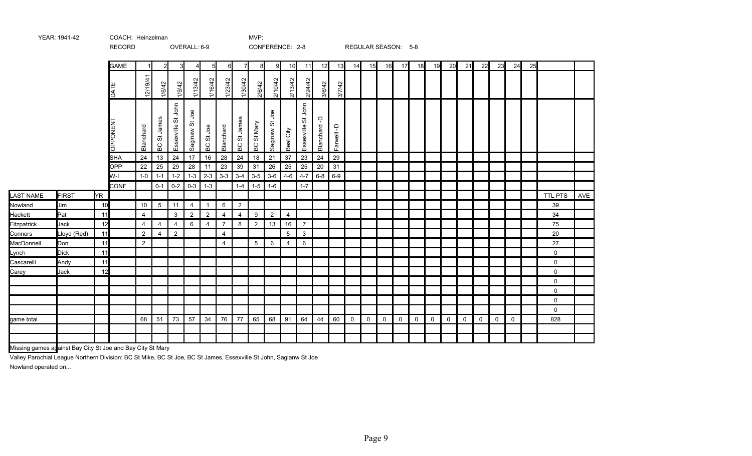YEAR: 1941-42 COACH: Heinzelman MVP:

RECORD OVERALL: 6-9 CONFERENCE: 2-8 REGULAR SEASON: 5-8

| LAST NAME | FIRST | YR | GAME | 1 | 2 | 3 | 4 | 5 | 6 | 7 | 8 | 9 | 10 | 11 | 12 | 13 | 14 | 15 | 16 | 17 | 18 | 19 | 20 | 21 | 22 | 23 | 24 | 25 | TTL PTS | AVE |
|---|---|---|---|---|---|---|---|---|---|---|---|---|---|---|---|---|---|---|---|---|---|---|---|---|---|---|---|---|---|---|
| | | | DATE | 12/19/41 | 1/6/42 | 1/9/42 | 1/13/42 | 1/16/42 | 1/23/42 | 1/30/42 | 2/6/42 | 2/10/42 | 2/13/42 | 2/24/42 | 3/6/42 | 3/7/42 | | | | | | | | | | | | | | |
| | | | OPPONENT | Blanchard | BC St James | Essexville St John | Saginaw St Joe | BC St Joe | Blanchard | BC St James | BC St Mary | Saginaw St Joe | Beal City | Essexville St John | Blanchard -D | Farwell - D | | | | | | | | | | | | | | |
| | | | SHA | 24 | 13 | 24 | 17 | 16 | 28 | 24 | 18 | 21 | 37 | 23 | 24 | 29 | | | | | | | | | | | | | | |
| | | | OPP | 22 | 25 | 29 | 28 | 11 | 23 | 39 | 31 | 26 | 25 | 25 | 20 | 31 | | | | | | | | | | | | | | |
| | | | W-L | 1-0 | 1-1 | 1-2 | 1-3 | 2-3 | 3-3 | 3-4 | 3-5 | 3-6 | 4-6 | 4-7 | 6-8 | 6-9 | | | | | | | | | | | | | | |
| | | | CONF | | 0-1 | 0-2 | 0-3 | 1-3 | | 1-4 | 1-5 | 1-6 | | 1-7 | | | | | | | | | | | | | | | | |
| LAST NAME | FIRST | YR | | | | | | | | | | | | | | | | | | | | | | | | | | | TTL PTS | AVE |
| Nowland | Jim | 10 | | 10 | 5 | 11 | 4 | 1 | 6 | 2 | | | | | | | | | | | | | | | | | | | 39 | |
| Hackett | Pat | 11 | | 4 | | 3 | 2 | 2 | 4 | 4 | 9 | 2 | 4 | | | | | | | | | | | | | | | | 34 | |
| Fitzpatrick | Jack | 12 | | 4 | 4 | 4 | 6 | 4 | 7 | 8 | 2 | 13 | 16 | 7 | | | | | | | | | | | | | | | 75 | |
| Connors | Lloyd (Red) | 11 | | 2 | 4 | 2 | | | 4 | | | | 5 | 3 | | | | | | | | | | | | | | | 20 | |
| MacDonnell | Don | 11 | | 2 | | | | | 4 | | 5 | 6 | 4 | 6 | | | | | | | | | | | | | | | 27 | |
| Lynch | Dick | 11 | | | | | | | | | | | | | | | | | | | | | | | | | | | 0 | |
| Cascarelli | Andy | 11 | | | | | | | | | | | | | | | | | | | | | | | | | | | 0 | |
| Carey | Jack | 12 | | | | | | | | | | | | | | | | | | | | | | | | | | | 0 | |
| | | | | | | | | | | | | | | | | | | | | | | | | | | | | | 0 | |
| | | | | | | | | | | | | | | | | | | | | | | | | | | | | | 0 | |
| | | | | | | | | | | | | | | | | | | | | | | | | | | | | | 0 | |
| | | | | | | | | | | | | | | | | | | | | | | | | | | | | | 0 | |
| game total | | | | 68 | 51 | 73 | 57 | 34 | 76 | 77 | 65 | 68 | 91 | 64 | 44 | 60 | 0 | 0 | 0 | 0 | 0 | 0 | 0 | 0 | 0 | 0 | 0 | 0 | 828 | |

Missing games against Bay City St Joe and Bay City St Mary

Valley Parochial League Northern Division: BC St Mike, BC St Joe, BC St James, Essexville St John, Sagianw St Joe

Nowland operated on...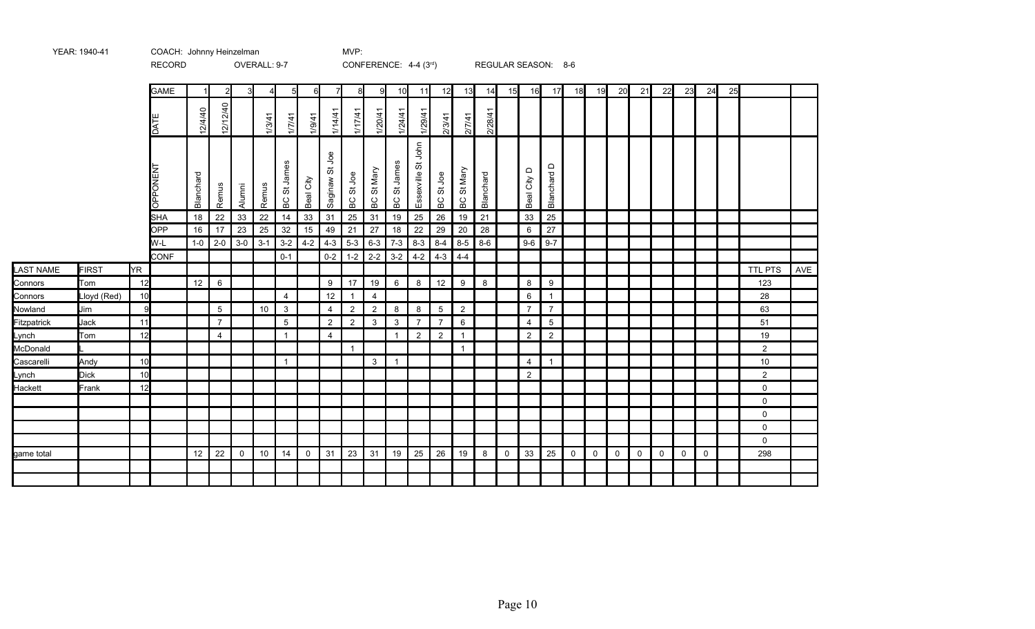YEAR: 1940-41 COACH: Johnny Heinzelman MVP:

RECORD OVERALL: 9-7 CONFERENCE: 4-4 (3rd) REGULAR SEASON: 8-6

| | | | GAME | 1 | 2 | 3 | 4 | 5 | 6 | 7 | 8 | 9 | 10 | 11 | 12 | 13 | 14 | 15 | 16 | 17 | 18 | 19 | 20 | 21 | 22 | 23 | 24 | 25 | | |
|---|---|---|---|---|---|---|---|---|---|---|---|---|---|---|---|---|---|---|---|---|---|---|---|---|---|---|---|---|---|---|
| | | | DATE | 12/4/40 | 12/12/40 | | 1/3/41 | 1/7/41 | 1/9/41 | 1/14/41 | 1/17/41 | 1/20/41 | 1/24/41 | 1/29/41 | 2/3/41 | 2/7/41 | 2/28/41 | | | | | | | | | | | | | |
| | | | OPPONENT | Blanchard | Remus | Alumni | Remus | BC St James | Beal City | Saginaw St Joe | BC St Joe | BC St Mary | BC St James | Essexville St John | BC St Joe | BC St Mary | Blanchard | | Beal City D | Blanchard D | | | | | | | | | | |
| | | | SHA | 18 | 22 | 33 | 22 | 14 | 33 | 31 | 25 | 31 | 19 | 25 | 26 | 19 | 21 | | 33 | 25 | | | | | | | | | | |
| | | | OPP | 16 | 17 | 23 | 25 | 32 | 15 | 49 | 21 | 27 | 18 | 22 | 29 | 20 | 28 | | 6 | 27 | | | | | | | | | | |
| | | | W-L | 1-0 | 2-0 | 3-0 | 3-1 | 3-2 | 4-2 | 4-3 | 5-3 | 6-3 | 7-3 | 8-3 | 8-4 | 8-5 | 8-6 | | 9-6 | 9-7 | | | | | | | | | | |
| | | | CONF | | | | | 0-1 | | 0-2 | 1-2 | 2-2 | 3-2 | 4-2 | 4-3 | 4-4 | | | | | | | | | | | | | | |
| LAST NAME | FIRST | YR | | | | | | | | | | | | | | | | | | | | | | | | | | | TTL PTS | AVE |
| Connors | Tom | 12 | | 12 | 6 | | | | | 9 | 17 | 19 | 6 | 8 | 12 | 9 | 8 | | 8 | 9 | | | | | | | | | 123 | |
| Connors | Lloyd (Red) | 10 | | | | | | 4 | | 12 | 1 | 4 | | | | | | | 6 | 1 | | | | | | | | | 28 | |
| Nowland | Jim | 9 | | | 5 | | 10 | 3 | | 4 | 2 | 2 | 8 | 8 | 5 | 2 | | | 7 | 7 | | | | | | | | | 63 | |
| Fitzpatrick | Jack | 11 | | | 7 | | | 5 | | 2 | 2 | 3 | 3 | 7 | 7 | 6 | | | 4 | 5 | | | | | | | | | 51 | |
| Lynch | Tom | 12 | | | 4 | | | 1 | | 4 | | | 1 | 2 | 2 | 1 | | | 2 | 2 | | | | | | | | | 19 | |
| McDonald | L | | | | | | | | | | 1 | | | | | 1 | | | | | | | | | | | | | 2 | |
| Cascarelli | Andy | 10 | | | | | | 1 | | | | 3 | 1 | | | | | | 4 | 1 | | | | | | | | | 10 | |
| Lynch | Dick | 10 | | | | | | | | | | | | | | | | | 2 | | | | | | | | | | 2 | |
| Hackett | Frank | 12 | | | | | | | | | | | | | | | | | | | | | | | | | | | 0 | |
| | | | | | | | | | | | | | | | | | | | | | | | | | | | | | 0 | |
| | | | | | | | | | | | | | | | | | | | | | | | | | | | | | 0 | |
| | | | | | | | | | | | | | | | | | | | | | | | | | | | | | 0 | |
| | | | | | | | | | | | | | | | | | | | | | | | | | | | | | 0 | |
| game total | | | | 12 | 22 | 0 | 10 | 14 | 0 | 31 | 23 | 31 | 19 | 25 | 26 | 19 | 8 | 0 | 33 | 25 | 0 | 0 | 0 | 0 | 0 | 0 | 0 | | 298 | |